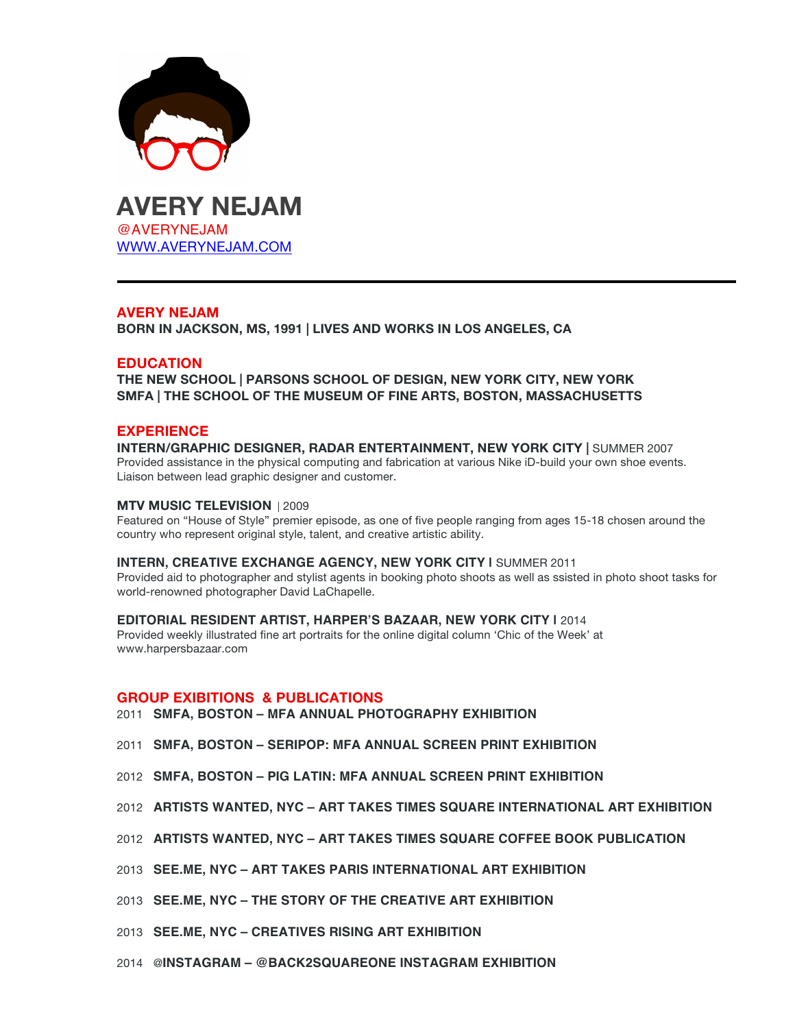# AVERY NEJAM

@AVERYNEJAM
WWW.AVERYNEJAM.COM

---

## AVERY NEJAM

**BORN IN JACKSON, MS, 1991 | LIVES AND WORKS IN LOS ANGELES, CA**

## EDUCATION

**THE NEW SCHOOL | PARSONS SCHOOL OF DESIGN, NEW YORK CITY, NEW YORK**
**SMFA | THE SCHOOL OF THE MUSEUM OF FINE ARTS, BOSTON, MASSACHUSETTS**

## EXPERIENCE

**INTERN/GRAPHIC DESIGNER, RADAR ENTERTAINMENT, NEW YORK CITY |** SUMMER 2007
Provided assistance in the physical computing and fabrication at various Nike iD-build your own shoe events. Liaison between lead graphic designer and customer.

**MTV MUSIC TELEVISION** | 2009
Featured on "House of Style" premier episode, as one of five people ranging from ages 15-18 chosen around the country who represent original style, talent, and creative artistic ability.

**INTERN, CREATIVE EXCHANGE AGENCY, NEW YORK CITY l** SUMMER 2011
Provided aid to photographer and stylist agents in booking photo shoots as well as ssisted in photo shoot tasks for world-renowned photographer David LaChapelle.

**EDITORIAL RESIDENT ARTIST, HARPER'S BAZAAR, NEW YORK CITY l** 2014
Provided weekly illustrated fine art portraits for the online digital column 'Chic of the Week' at www.harpersbazaar.com

## GROUP EXIBITIONS & PUBLICATIONS

2011 **SMFA, BOSTON – MFA ANNUAL PHOTOGRAPHY EXHIBITION**

2011 **SMFA, BOSTON – SERIPOP: MFA ANNUAL SCREEN PRINT EXHIBITION**

2012 **SMFA, BOSTON – PIG LATIN: MFA ANNUAL SCREEN PRINT EXHIBITION**

2012 **ARTISTS WANTED, NYC – ART TAKES TIMES SQUARE INTERNATIONAL ART EXHIBITION**

2012 **ARTISTS WANTED, NYC – ART TAKES TIMES SQUARE COFFEE BOOK PUBLICATION**

2013 **SEE.ME, NYC – ART TAKES PARIS INTERNATIONAL ART EXHIBITION**

2013 **SEE.ME, NYC – THE STORY OF THE CREATIVE ART EXHIBITION**

2013 **SEE.ME, NYC – CREATIVES RISING ART EXHIBITION**

2014 **@INSTAGRAM – @BACK2SQUAREONE INSTAGRAM EXHIBITION**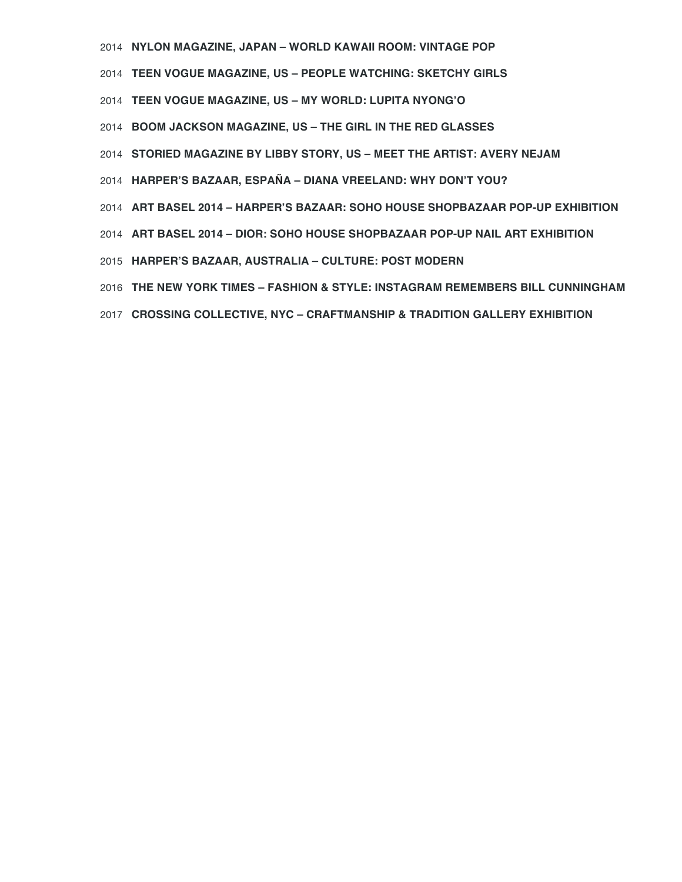2014 **NYLON MAGAZINE, JAPAN – WORLD KAWAII ROOM: VINTAGE POP**

2014 **TEEN VOGUE MAGAZINE, US – PEOPLE WATCHING: SKETCHY GIRLS**

2014 **TEEN VOGUE MAGAZINE, US – MY WORLD: LUPITA NYONG'O**

2014 **BOOM JACKSON MAGAZINE, US – THE GIRL IN THE RED GLASSES**

2014 **STORIED MAGAZINE BY LIBBY STORY, US – MEET THE ARTIST: AVERY NEJAM**

2014 **HARPER'S BAZAAR, ESPAÑA – DIANA VREELAND: WHY DON'T YOU?**

2014 **ART BASEL 2014 – HARPER'S BAZAAR: SOHO HOUSE SHOPBAZAAR POP-UP EXHIBITION**

2014 **ART BASEL 2014 – DIOR: SOHO HOUSE SHOPBAZAAR POP-UP NAIL ART EXHIBITION**

2015 **HARPER'S BAZAAR, AUSTRALIA – CULTURE: POST MODERN**

2016 **THE NEW YORK TIMES – FASHION & STYLE: INSTAGRAM REMEMBERS BILL CUNNINGHAM**

2017 **CROSSING COLLECTIVE, NYC – CRAFTMANSHIP & TRADITION GALLERY EXHIBITION**